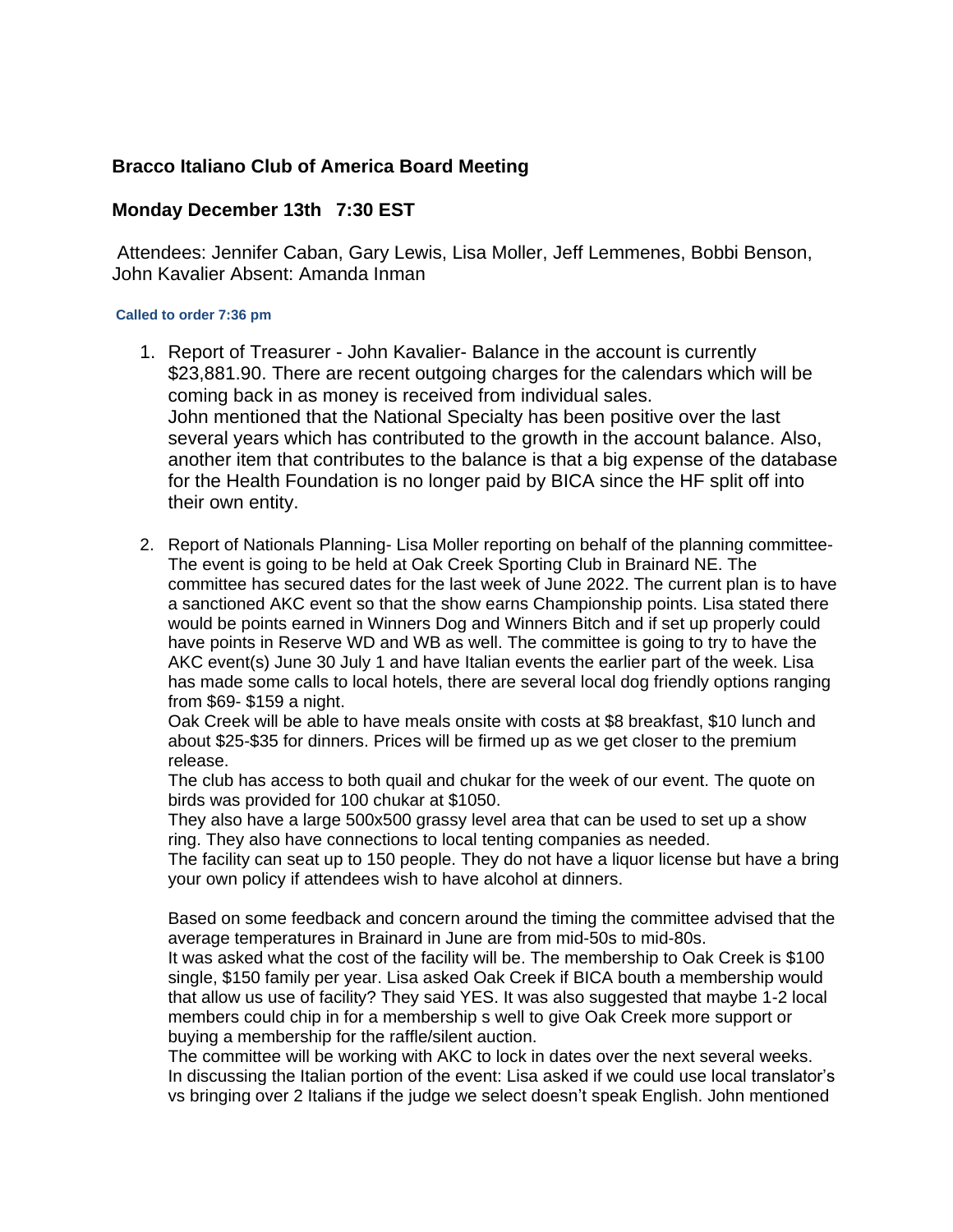### Bracco Italiano Club of America Board Meeting

### Monday December 13th 7:30 EST

Attendees: Jennifer Caban, Gary Lewis, Lisa Moller, Jeff Lemmenes, Bobbi Benson, John Kavalier Absent: Amanda Inman

**Called to order 7:36 pm**

1. Report of Treasurer - John Kavalier- Balance in the account is currently $23,881.90. There are recent outgoing charges for the calendars which will be coming back in as money is received from individual sales.
   John mentioned that the National Specialty has been positive over the last several years which has contributed to the growth in the account balance. Also, another item that contributes to the balance is that a big expense of the database for the Health Foundation is no longer paid by BICA since the HF split off into their own entity.

2. Report of Nationals Planning- Lisa Moller reporting on behalf of the planning committee- The event is going to be held at Oak Creek Sporting Club in Brainard NE. The committee has secured dates for the last week of June 2022. The current plan is to have a sanctioned AKC event so that the show earns Championship points. Lisa stated there would be points earned in Winners Dog and Winners Bitch and if set up properly could have points in Reserve WD and WB as well. The committee is going to try to have the AKC event(s) June 30 July 1 and have Italian events the earlier part of the week. Lisa has made some calls to local hotels, there are several local dog friendly options ranging from $69- $159 a night.
   Oak Creek will be able to have meals onsite with costs at $8 breakfast, $10 lunch and about $25-$35 for dinners. Prices will be firmed up as we get closer to the premium release.
   The club has access to both quail and chukar for the week of our event. The quote on birds was provided for 100 chukar at $1050.
   They also have a large 500x500 grassy level area that can be used to set up a show ring. They also have connections to local tenting companies as needed.
   The facility can seat up to 150 people. They do not have a liquor license but have a bring your own policy if attendees wish to have alcohol at dinners.

   Based on some feedback and concern around the timing the committee advised that the average temperatures in Brainard in June are from mid-50s to mid-80s.
   It was asked what the cost of the facility will be. The membership to Oak Creek is $100 single, $150 family per year. Lisa asked Oak Creek if BICA bouth a membership would that allow us use of facility? They said YES. It was also suggested that maybe 1-2 local members could chip in for a membership s well to give Oak Creek more support or buying a membership for the raffle/silent auction.
   The committee will be working with AKC to lock in dates over the next several weeks.
   In discussing the Italian portion of the event: Lisa asked if we could use local translator's vs bringing over 2 Italians if the judge we select doesn't speak English. John mentioned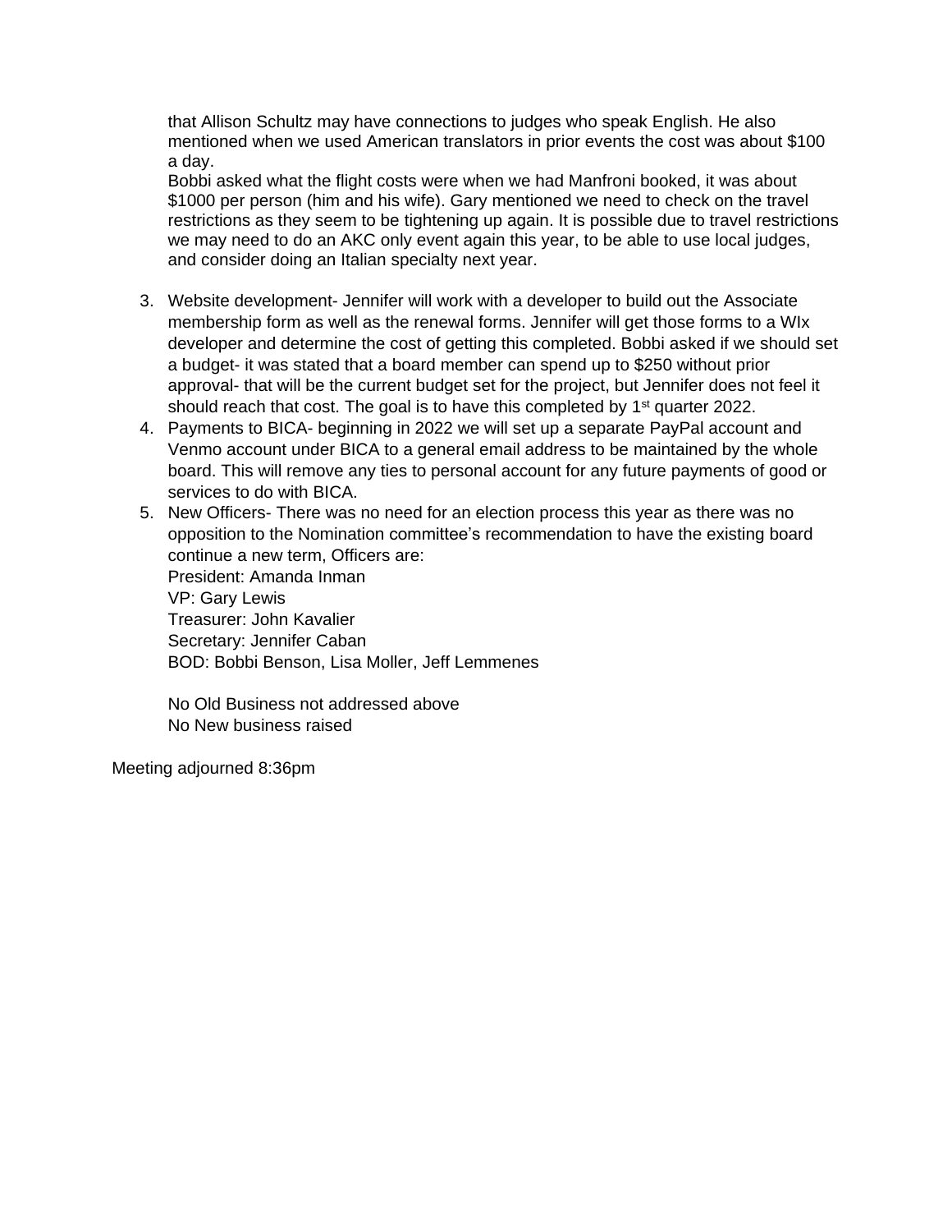that Allison Schultz may have connections to judges who speak English. He also mentioned when we used American translators in prior events the cost was about $100 a day.
Bobbi asked what the flight costs were when we had Manfroni booked, it was about $1000 per person (him and his wife). Gary mentioned we need to check on the travel restrictions as they seem to be tightening up again. It is possible due to travel restrictions we may need to do an AKC only event again this year, to be able to use local judges, and consider doing an Italian specialty next year.

3. Website development- Jennifer will work with a developer to build out the Associate membership form as well as the renewal forms. Jennifer will get those forms to a WIx developer and determine the cost of getting this completed. Bobbi asked if we should set a budget- it was stated that a board member can spend up to $250 without prior approval- that will be the current budget set for the project, but Jennifer does not feel it should reach that cost. The goal is to have this completed by 1st quarter 2022.
4. Payments to BICA- beginning in 2022 we will set up a separate PayPal account and Venmo account under BICA to a general email address to be maintained by the whole board. This will remove any ties to personal account for any future payments of good or services to do with BICA.
5. New Officers- There was no need for an election process this year as there was no opposition to the Nomination committee's recommendation to have the existing board continue a new term, Officers are:
   President: Amanda Inman
   VP: Gary Lewis
   Treasurer: John Kavalier
   Secretary: Jennifer Caban
   BOD: Bobbi Benson, Lisa Moller, Jeff Lemmenes

   No Old Business not addressed above
   No New business raised

Meeting adjourned 8:36pm